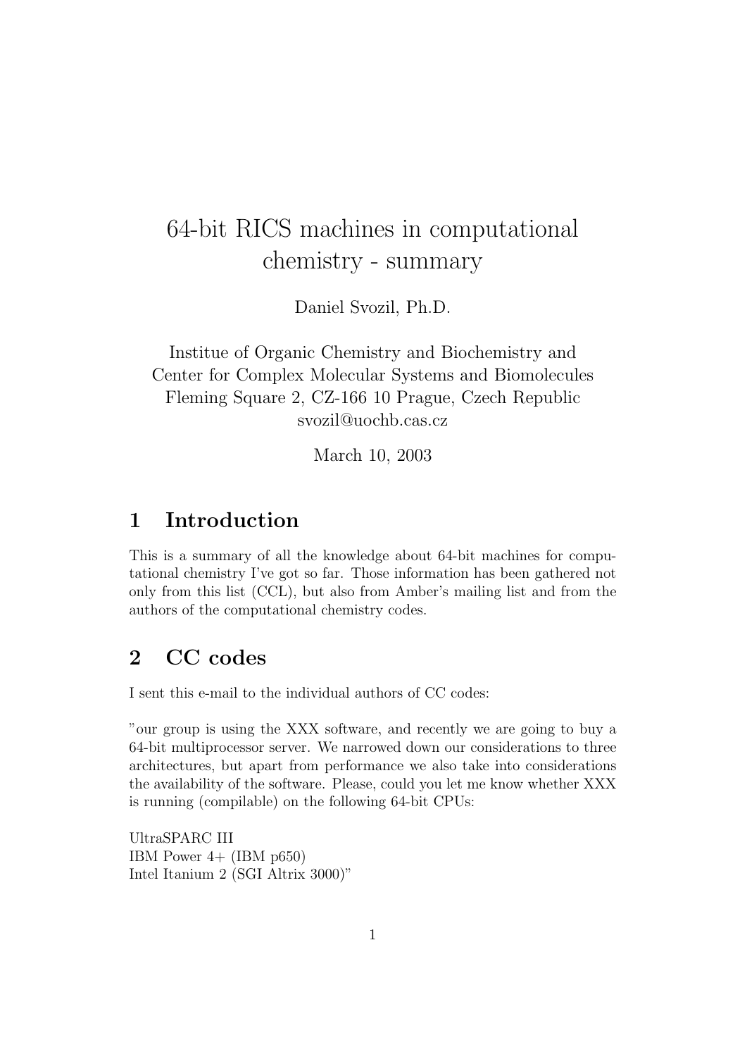# 64-bit RICS machines in computational chemistry - summary

Daniel Svozil, Ph.D.

Institue of Organic Chemistry and Biochemistry and
Center for Complex Molecular Systems and Biomolecules
Fleming Square 2, CZ-166 10 Prague, Czech Republic
svozil@uochb.cas.cz

March 10, 2003

## 1 Introduction

This is a summary of all the knowledge about 64-bit machines for computational chemistry I've got so far. Those information has been gathered not only from this list (CCL), but also from Amber's mailing list and from the authors of the computational chemistry codes.

## 2 CC codes

I sent this e-mail to the individual authors of CC codes:

"our group is using the XXX software, and recently we are going to buy a 64-bit multiprocessor server. We narrowed down our considerations to three architectures, but apart from performance we also take into considerations the availability of the software. Please, could you let me know whether XXX is running (compilable) on the following 64-bit CPUs:

UltraSPARC III
IBM Power 4+ (IBM p650)
Intel Itanium 2 (SGI Altrix 3000)"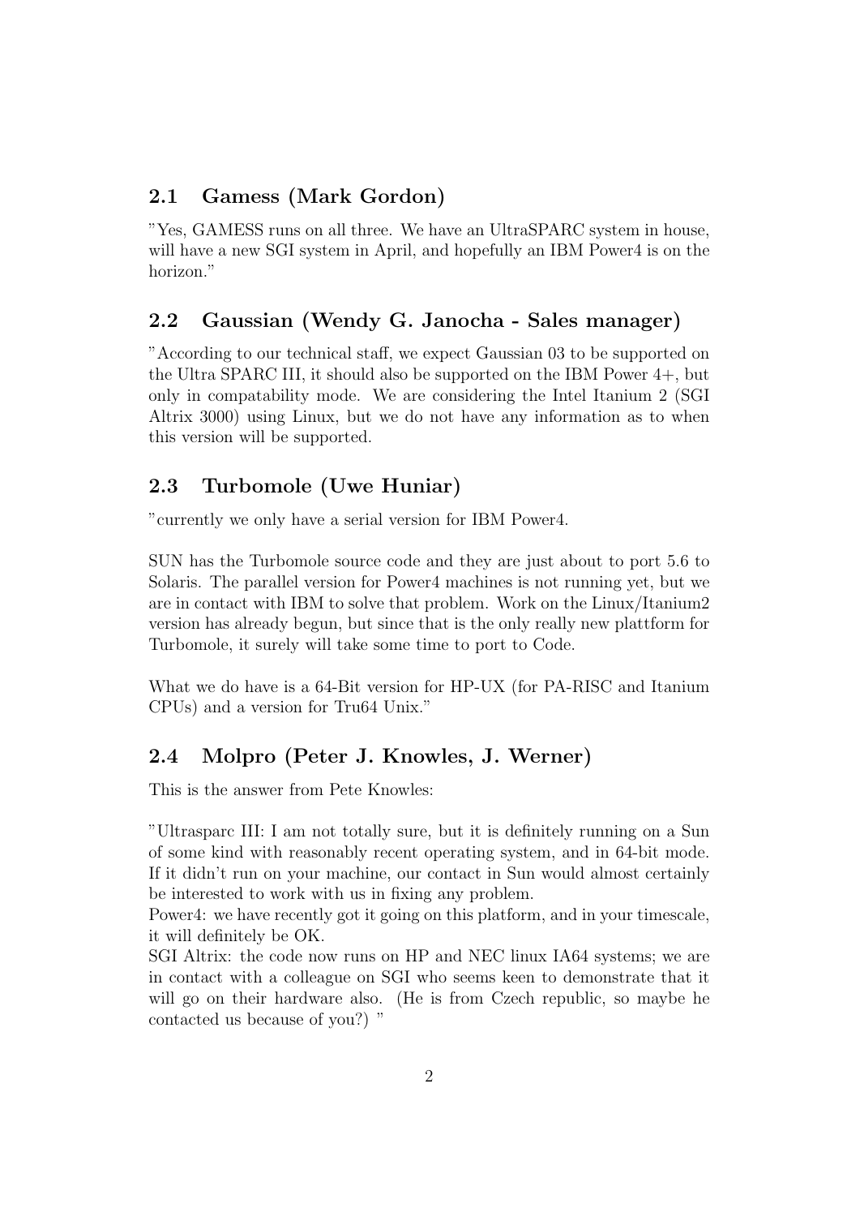## 2.1 Gamess (Mark Gordon)

"Yes, GAMESS runs on all three. We have an UltraSPARC system in house, will have a new SGI system in April, and hopefully an IBM Power4 is on the horizon."

## 2.2 Gaussian (Wendy G. Janocha - Sales manager)

"According to our technical staff, we expect Gaussian 03 to be supported on the Ultra SPARC III, it should also be supported on the IBM Power 4+, but only in compatability mode. We are considering the Intel Itanium 2 (SGI Altrix 3000) using Linux, but we do not have any information as to when this version will be supported.

## 2.3 Turbomole (Uwe Huniar)

"currently we only have a serial version for IBM Power4.

SUN has the Turbomole source code and they are just about to port 5.6 to Solaris. The parallel version for Power4 machines is not running yet, but we are in contact with IBM to solve that problem. Work on the Linux/Itanium2 version has already begun, but since that is the only really new plattform for Turbomole, it surely will take some time to port to Code.

What we do have is a 64-Bit version for HP-UX (for PA-RISC and Itanium CPUs) and a version for Tru64 Unix."

## 2.4 Molpro (Peter J. Knowles, J. Werner)

This is the answer from Pete Knowles:

"Ultrasparc III: I am not totally sure, but it is definitely running on a Sun of some kind with reasonably recent operating system, and in 64-bit mode. If it didn't run on your machine, our contact in Sun would almost certainly be interested to work with us in fixing any problem.
Power4: we have recently got it going on this platform, and in your timescale, it will definitely be OK.
SGI Altrix: the code now runs on HP and NEC linux IA64 systems; we are in contact with a colleague on SGI who seems keen to demonstrate that it will go on their hardware also. (He is from Czech republic, so maybe he contacted us because of you?) "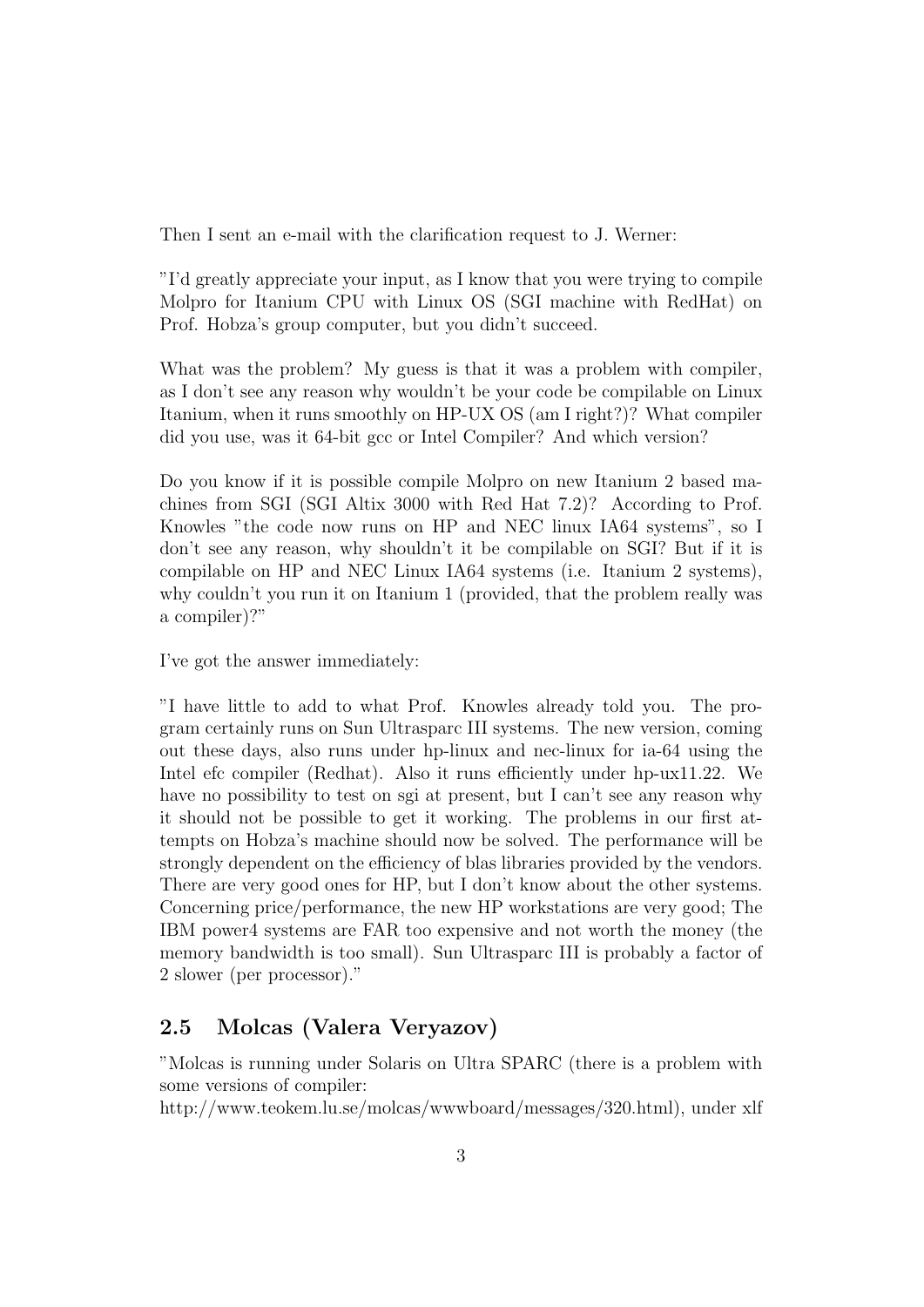Then I sent an e-mail with the clarification request to J. Werner:

"I'd greatly appreciate your input, as I know that you were trying to compile Molpro for Itanium CPU with Linux OS (SGI machine with RedHat) on Prof. Hobza's group computer, but you didn't succeed.

What was the problem? My guess is that it was a problem with compiler, as I don't see any reason why wouldn't be your code be compilable on Linux Itanium, when it runs smoothly on HP-UX OS (am I right?)? What compiler did you use, was it 64-bit gcc or Intel Compiler? And which version?

Do you know if it is possible compile Molpro on new Itanium 2 based machines from SGI (SGI Altix 3000 with Red Hat 7.2)? According to Prof. Knowles "the code now runs on HP and NEC linux IA64 systems", so I don't see any reason, why shouldn't it be compilable on SGI? But if it is compilable on HP and NEC Linux IA64 systems (i.e. Itanium 2 systems), why couldn't you run it on Itanium 1 (provided, that the problem really was a compiler)?"

I've got the answer immediately:

"I have little to add to what Prof. Knowles already told you. The program certainly runs on Sun Ultrasparc III systems. The new version, coming out these days, also runs under hp-linux and nec-linux for ia-64 using the Intel efc compiler (Redhat). Also it runs efficiently under hp-ux11.22. We have no possibility to test on sgi at present, but I can't see any reason why it should not be possible to get it working. The problems in our first attempts on Hobza's machine should now be solved. The performance will be strongly dependent on the efficiency of blas libraries provided by the vendors. There are very good ones for HP, but I don't know about the other systems. Concerning price/performance, the new HP workstations are very good; The IBM power4 systems are FAR too expensive and not worth the money (the memory bandwidth is too small). Sun Ultrasparc III is probably a factor of 2 slower (per processor)."

## 2.5 Molcas (Valera Veryazov)

"Molcas is running under Solaris on Ultra SPARC (there is a problem with some versions of compiler: http://www.teokem.lu.se/molcas/wwwboard/messages/320.html), under xlf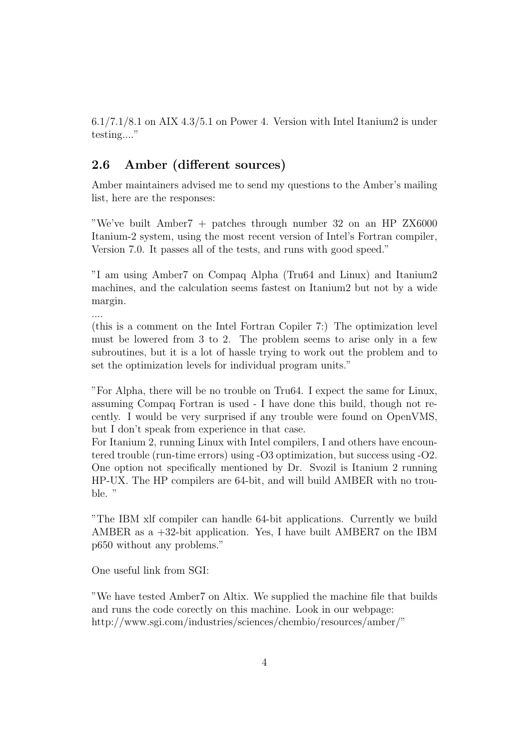6.1/7.1/8.1 on AIX 4.3/5.1 on Power 4. Version with Intel Itanium2 is under testing...."

## 2.6 Amber (different sources)

Amber maintainers advised me to send my questions to the Amber's mailing list, here are the responses:

"We've built Amber7 + patches through number 32 on an HP ZX6000 Itanium-2 system, using the most recent version of Intel's Fortran compiler, Version 7.0. It passes all of the tests, and runs with good speed."

"I am using Amber7 on Compaq Alpha (Tru64 and Linux) and Itanium2 machines, and the calculation seems fastest on Itanium2 but not by a wide margin.
....
(this is a comment on the Intel Fortran Copiler 7:) The optimization level must be lowered from 3 to 2. The problem seems to arise only in a few subroutines, but it is a lot of hassle trying to work out the problem and to set the optimization levels for individual program units."

"For Alpha, there will be no trouble on Tru64. I expect the same for Linux, assuming Compaq Fortran is used - I have done this build, though not recently. I would be very surprised if any trouble were found on OpenVMS, but I don't speak from experience in that case.
For Itanium 2, running Linux with Intel compilers, I and others have encountered trouble (run-time errors) using -O3 optimization, but success using -O2. One option not specifically mentioned by Dr. Svozil is Itanium 2 running HP-UX. The HP compilers are 64-bit, and will build AMBER with no trouble. "

"The IBM xlf compiler can handle 64-bit applications. Currently we build AMBER as a +32-bit application. Yes, I have built AMBER7 on the IBM p650 without any problems."

One useful link from SGI:

"We have tested Amber7 on Altix. We supplied the machine file that builds and runs the code corectly on this machine. Look in our webpage:
http://www.sgi.com/industries/sciences/chembio/resources/amber/"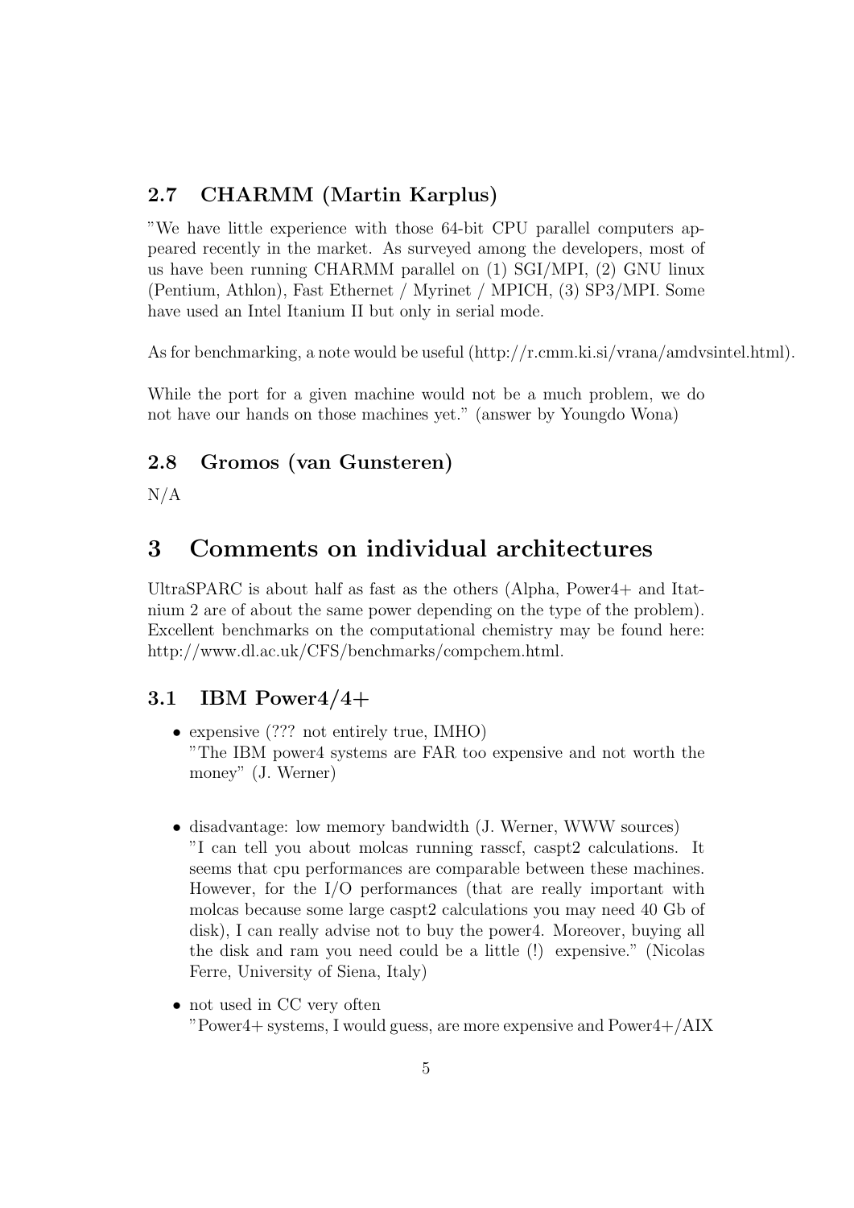## 2.7 CHARMM (Martin Karplus)

"We have little experience with those 64-bit CPU parallel computers appeared recently in the market. As surveyed among the developers, most of us have been running CHARMM parallel on (1) SGI/MPI, (2) GNU linux (Pentium, Athlon), Fast Ethernet / Myrinet / MPICH, (3) SP3/MPI. Some have used an Intel Itanium II but only in serial mode.

As for benchmarking, a note would be useful (http://r.cmm.ki.si/vrana/amdvsintel.html).

While the port for a given machine would not be a much problem, we do not have our hands on those machines yet." (answer by Youngdo Wona)

## 2.8 Gromos (van Gunsteren)

N/A

# 3 Comments on individual architectures

UltraSPARC is about half as fast as the others (Alpha, Power4+ and Itatnium 2 are of about the same power depending on the type of the problem). Excellent benchmarks on the computational chemistry may be found here: http://www.dl.ac.uk/CFS/benchmarks/compchem.html.

## 3.1 IBM Power4/4+

- expensive (??? not entirely true, IMHO)
  "The IBM power4 systems are FAR too expensive and not worth the money" (J. Werner)

- disadvantage: low memory bandwidth (J. Werner, WWW sources)
  "I can tell you about molcas running rasscf, caspt2 calculations. It seems that cpu performances are comparable between these machines. However, for the I/O performances (that are really important with molcas because some large caspt2 calculations you may need 40 Gb of disk), I can really advise not to buy the power4. Moreover, buying all the disk and ram you need could be a little (!) expensive." (Nicolas Ferre, University of Siena, Italy)

- not used in CC very often
  "Power4+ systems, I would guess, are more expensive and Power4+/AIX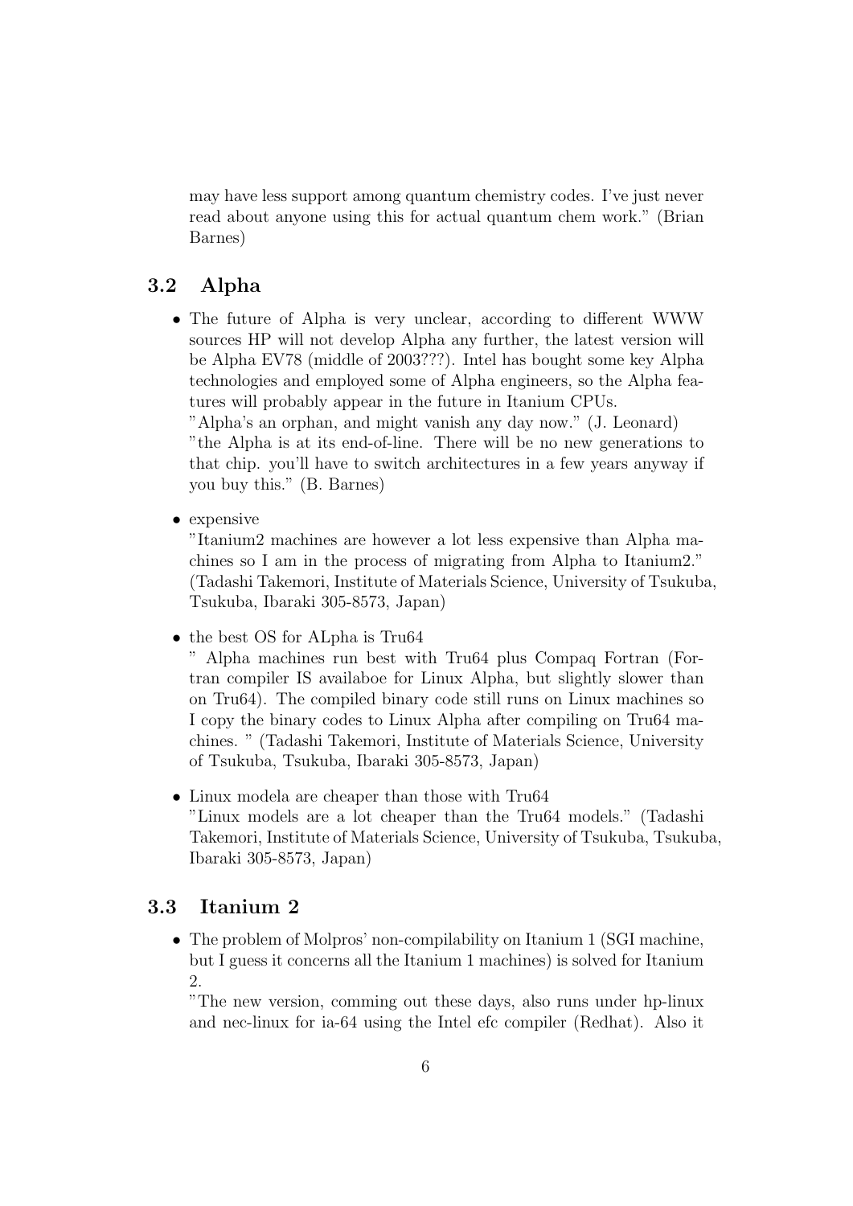may have less support among quantum chemistry codes. I've just never read about anyone using this for actual quantum chem work." (Brian Barnes)

## 3.2 Alpha

- The future of Alpha is very unclear, according to different WWW sources HP will not develop Alpha any further, the latest version will be Alpha EV78 (middle of 2003???). Intel has bought some key Alpha technologies and employed some of Alpha engineers, so the Alpha features will probably appear in the future in Itanium CPUs.
  "Alpha's an orphan, and might vanish any day now." (J. Leonard)
  "the Alpha is at its end-of-line. There will be no new generations to that chip. you'll have to switch architectures in a few years anyway if you buy this." (B. Barnes)

- expensive
  "Itanium2 machines are however a lot less expensive than Alpha machines so I am in the process of migrating from Alpha to Itanium2." (Tadashi Takemori, Institute of Materials Science, University of Tsukuba, Tsukuba, Ibaraki 305-8573, Japan)

- the best OS for ALpha is Tru64
  " Alpha machines run best with Tru64 plus Compaq Fortran (Fortran compiler IS availaboe for Linux Alpha, but slightly slower than on Tru64). The compiled binary code still runs on Linux machines so I copy the binary codes to Linux Alpha after compiling on Tru64 machines. " (Tadashi Takemori, Institute of Materials Science, University of Tsukuba, Tsukuba, Ibaraki 305-8573, Japan)

- Linux modela are cheaper than those with Tru64
  "Linux models are a lot cheaper than the Tru64 models." (Tadashi Takemori, Institute of Materials Science, University of Tsukuba, Tsukuba, Ibaraki 305-8573, Japan)

## 3.3 Itanium 2

- The problem of Molpros' non-compilability on Itanium 1 (SGI machine, but I guess it concerns all the Itanium 1 machines) is solved for Itanium 2.
  "The new version, comming out these days, also runs under hp-linux and nec-linux for ia-64 using the Intel efc compiler (Redhat). Also it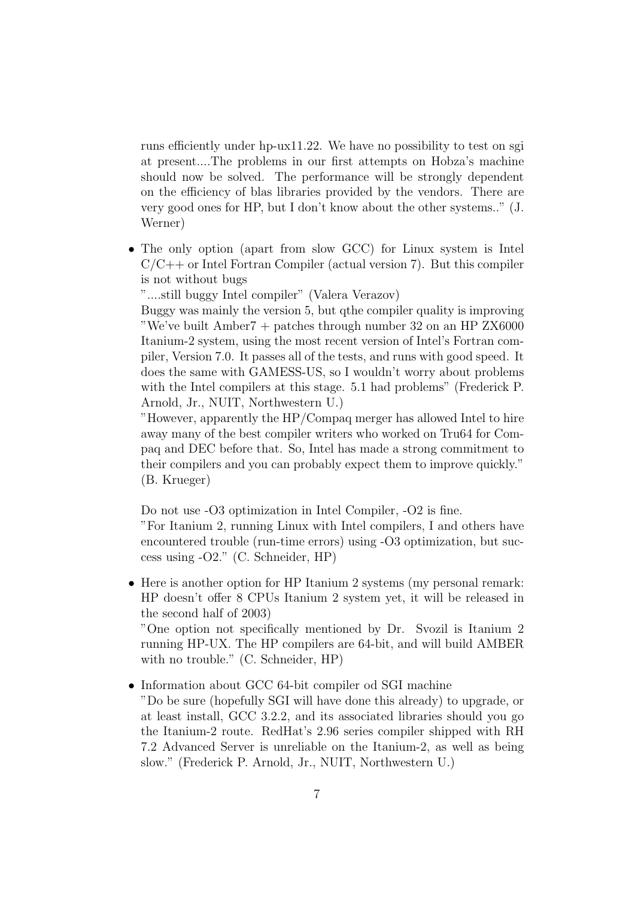runs efficiently under hp-ux11.22. We have no possibility to test on sgi at present....The problems in our first attempts on Hobza's machine should now be solved. The performance will be strongly dependent on the efficiency of blas libraries provided by the vendors. There are very good ones for HP, but I don't know about the other systems.." (J. Werner)

- The only option (apart from slow GCC) for Linux system is Intel C/C++ or Intel Fortran Compiler (actual version 7). But this compiler is not without bugs

  "....still buggy Intel compiler" (Valera Verazov)

  Buggy was mainly the version 5, but qthe compiler quality is improving "We've built Amber7 + patches through number 32 on an HP ZX6000 Itanium-2 system, using the most recent version of Intel's Fortran compiler, Version 7.0. It passes all of the tests, and runs with good speed. It does the same with GAMESS-US, so I wouldn't worry about problems with the Intel compilers at this stage. 5.1 had problems" (Frederick P. Arnold, Jr., NUIT, Northwestern U.)

  "However, apparently the HP/Compaq merger has allowed Intel to hire away many of the best compiler writers who worked on Tru64 for Compaq and DEC before that. So, Intel has made a strong commitment to their compilers and you can probably expect them to improve quickly." (B. Krueger)

  Do not use -O3 optimization in Intel Compiler, -O2 is fine.

  "For Itanium 2, running Linux with Intel compilers, I and others have encountered trouble (run-time errors) using -O3 optimization, but success using -O2." (C. Schneider, HP)

- Here is another option for HP Itanium 2 systems (my personal remark: HP doesn't offer 8 CPUs Itanium 2 system yet, it will be released in the second half of 2003)

  "One option not specifically mentioned by Dr. Svozil is Itanium 2 running HP-UX. The HP compilers are 64-bit, and will build AMBER with no trouble." (C. Schneider, HP)

- Information about GCC 64-bit compiler od SGI machine

  "Do be sure (hopefully SGI will have done this already) to upgrade, or at least install, GCC 3.2.2, and its associated libraries should you go the Itanium-2 route. RedHat's 2.96 series compiler shipped with RH 7.2 Advanced Server is unreliable on the Itanium-2, as well as being slow." (Frederick P. Arnold, Jr., NUIT, Northwestern U.)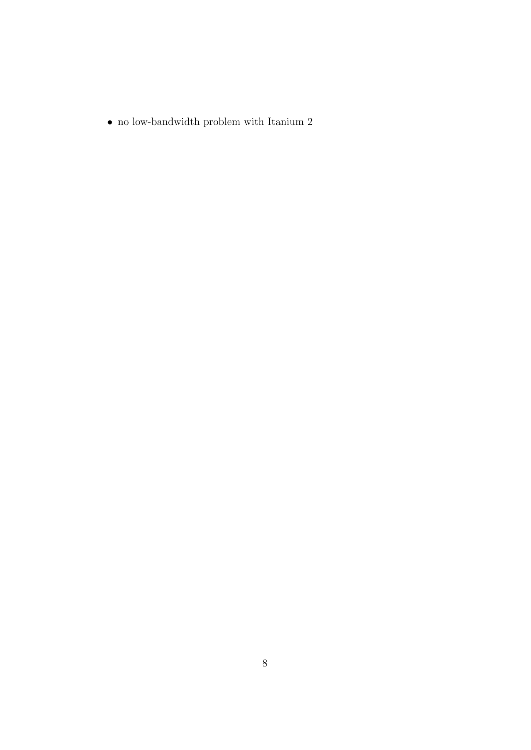- no low-bandwidth problem with Itanium 2